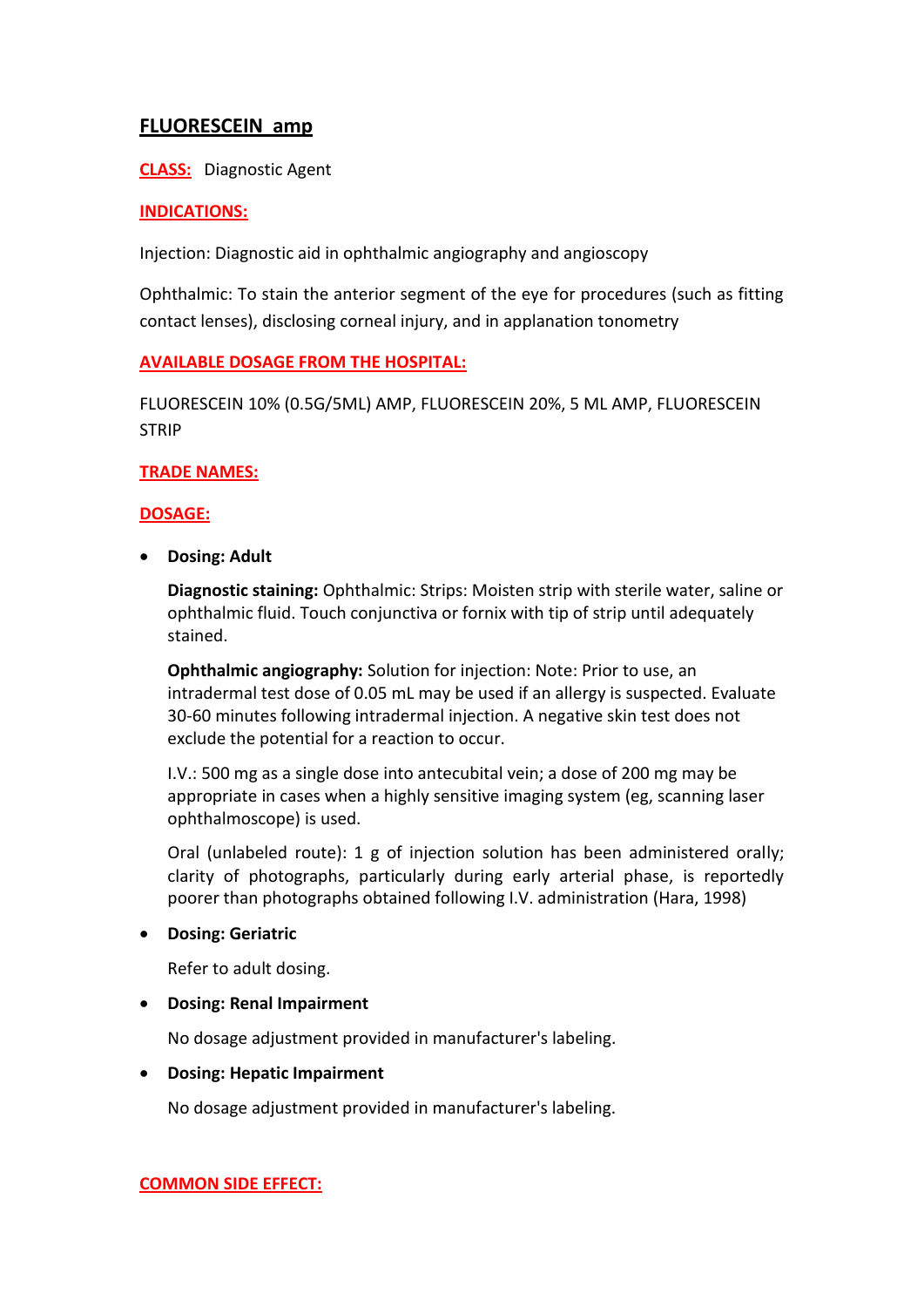# FLUORESCEIN amp

**CLASS:** Diagnostic Agent

**INDICATIONS:**

Injection: Diagnostic aid in ophthalmic angiography and angioscopy

Ophthalmic: To stain the anterior segment of the eye for procedures (such as fitting contact lenses), disclosing corneal injury, and in applanation tonometry

**AVAILABLE DOSAGE FROM THE HOSPITAL:**

FLUORESCEIN 10% (0.5G/5ML) AMP, FLUORESCEIN 20%, 5 ML AMP, FLUORESCEIN STRIP

**TRADE NAMES:**

**DOSAGE:**

- **Dosing: Adult**

  **Diagnostic staining:** Ophthalmic: Strips: Moisten strip with sterile water, saline or ophthalmic fluid. Touch conjunctiva or fornix with tip of strip until adequately stained.

  **Ophthalmic angiography:** Solution for injection: Note: Prior to use, an intradermal test dose of 0.05 mL may be used if an allergy is suspected. Evaluate 30-60 minutes following intradermal injection. A negative skin test does not exclude the potential for a reaction to occur.

  I.V.: 500 mg as a single dose into antecubital vein; a dose of 200 mg may be appropriate in cases when a highly sensitive imaging system (eg, scanning laser ophthalmoscope) is used.

  Oral (unlabeled route): 1 g of injection solution has been administered orally; clarity of photographs, particularly during early arterial phase, is reportedly poorer than photographs obtained following I.V. administration (Hara, 1998)

- **Dosing: Geriatric**

  Refer to adult dosing.

- **Dosing: Renal Impairment**

  No dosage adjustment provided in manufacturer's labeling.

- **Dosing: Hepatic Impairment**

  No dosage adjustment provided in manufacturer's labeling.

**COMMON SIDE EFFECT:**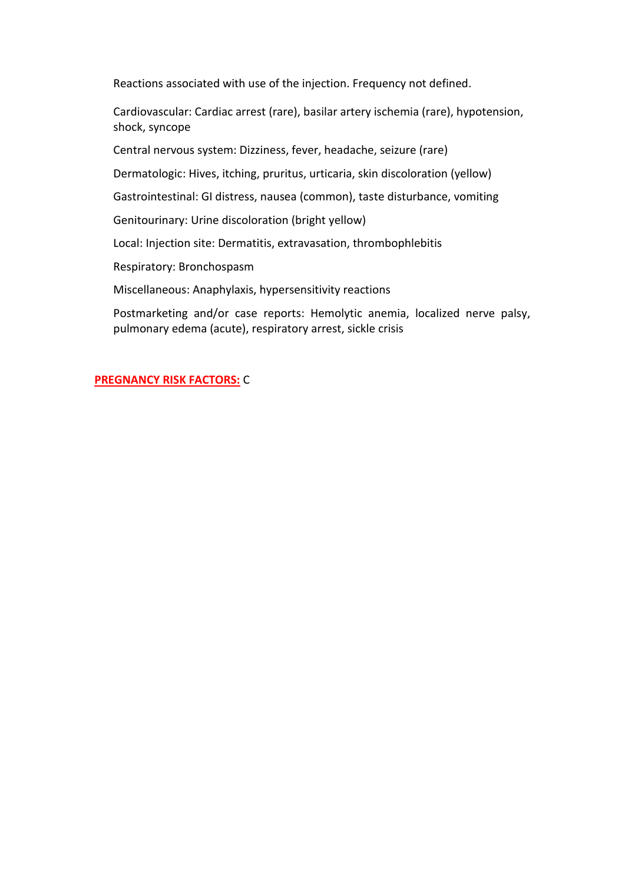Reactions associated with use of the injection. Frequency not defined.

Cardiovascular: Cardiac arrest (rare), basilar artery ischemia (rare), hypotension, shock, syncope

Central nervous system: Dizziness, fever, headache, seizure (rare)

Dermatologic: Hives, itching, pruritus, urticaria, skin discoloration (yellow)

Gastrointestinal: GI distress, nausea (common), taste disturbance, vomiting

Genitourinary: Urine discoloration (bright yellow)

Local: Injection site: Dermatitis, extravasation, thrombophlebitis

Respiratory: Bronchospasm

Miscellaneous: Anaphylaxis, hypersensitivity reactions

Postmarketing and/or case reports: Hemolytic anemia, localized nerve palsy, pulmonary edema (acute), respiratory arrest, sickle crisis

**PREGNANCY RISK FACTORS:** C